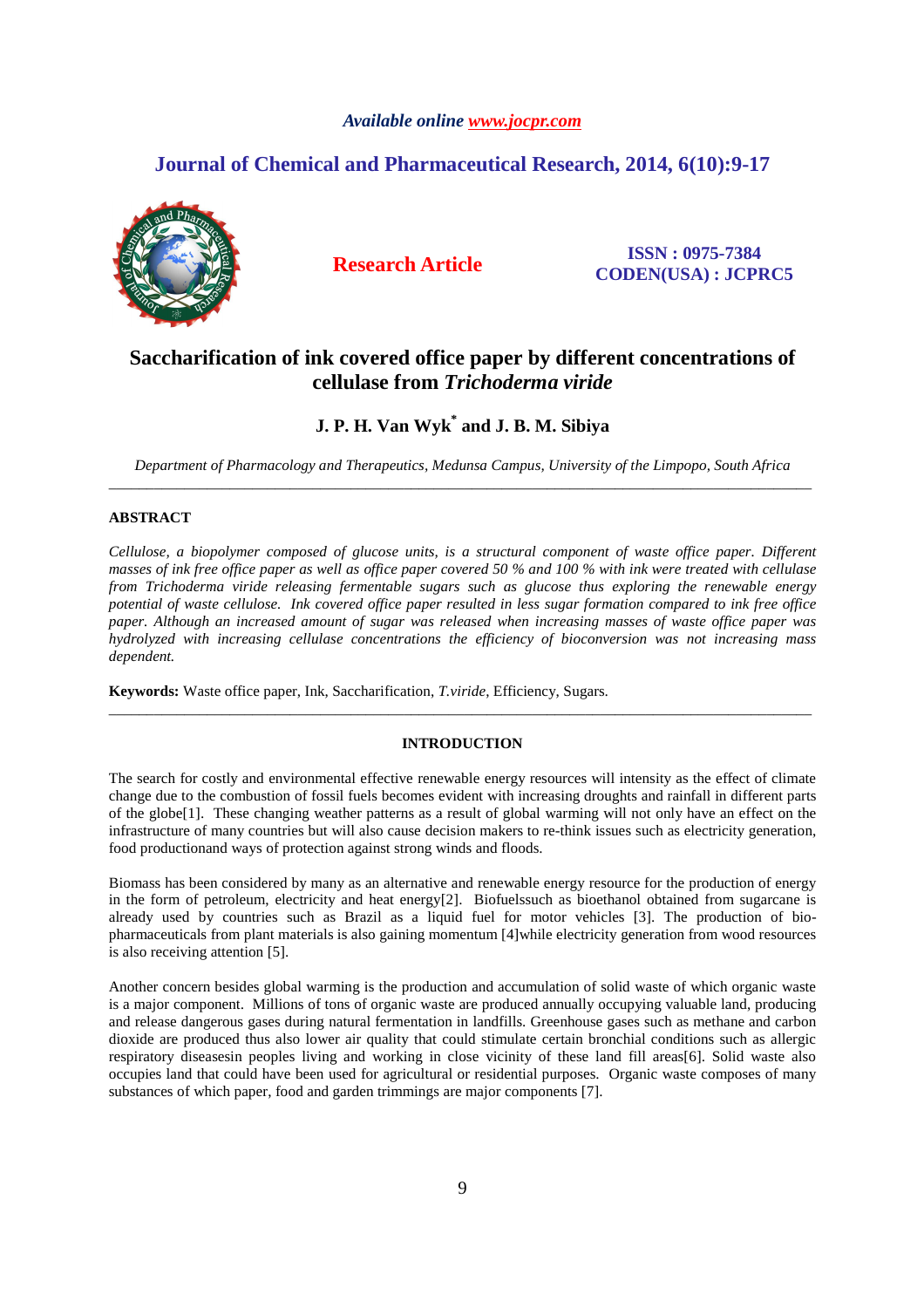*Available online www.jocpr.com*

**Journal of Chemical and Pharmaceutical Research, 2014, 6(10):9-17**

**Research Article**

**ISSN : 0975-7384**
**CODEN(USA) : JCPRC5**

# Saccharification of ink covered office paper by different concentrations of cellulase from *Trichoderma viride*

**J. P. H. Van Wyk[*] and J. B. M. Sibiya**

*Department of Pharmacology and Therapeutics, Medunsa Campus, University of the Limpopo, South Africa*

---

## ABSTRACT

*Cellulose, a biopolymer composed of glucose units, is a structural component of waste office paper. Different masses of ink free office paper as well as office paper covered 50 % and 100 % with ink were treated with cellulase from Trichoderma viride releasing fermentable sugars such as glucose thus exploring the renewable energy potential of waste cellulose. Ink covered office paper resulted in less sugar formation compared to ink free office paper. Although an increased amount of sugar was released when increasing masses of waste office paper was hydrolyzed with increasing cellulase concentrations the efficiency of bioconversion was not increasing mass dependent.*

**Keywords:** Waste office paper, Ink, Saccharification, *T.viride*, Efficiency, Sugars.

---

## INTRODUCTION

The search for costly and environmental effective renewable energy resources will intensity as the effect of climate change due to the combustion of fossil fuels becomes evident with increasing droughts and rainfall in different parts of the globe[1]. These changing weather patterns as a result of global warming will not only have an effect on the infrastructure of many countries but will also cause decision makers to re-think issues such as electricity generation, food productionand ways of protection against strong winds and floods.

Biomass has been considered by many as an alternative and renewable energy resource for the production of energy in the form of petroleum, electricity and heat energy[2]. Biofuelssuch as bioethanol obtained from sugarcane is already used by countries such as Brazil as a liquid fuel for motor vehicles [3]. The production of bio-pharmaceuticals from plant materials is also gaining momentum [4]while electricity generation from wood resources is also receiving attention [5].

Another concern besides global warming is the production and accumulation of solid waste of which organic waste is a major component. Millions of tons of organic waste are produced annually occupying valuable land, producing and release dangerous gases during natural fermentation in landfills. Greenhouse gases such as methane and carbon dioxide are produced thus also lower air quality that could stimulate certain bronchial conditions such as allergic respiratory diseasesin peoples living and working in close vicinity of these land fill areas[6]. Solid waste also occupies land that could have been used for agricultural or residential purposes. Organic waste composes of many substances of which paper, food and garden trimmings are major components [7].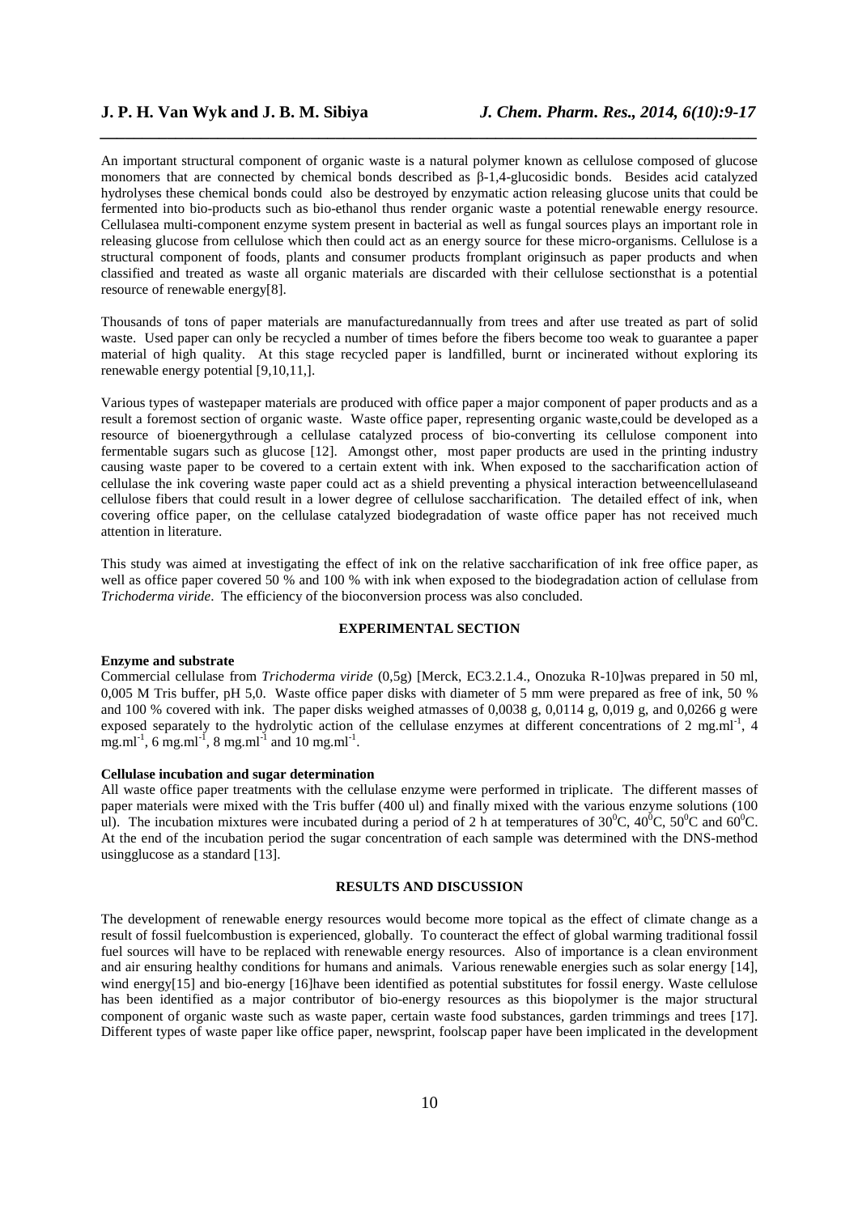An important structural component of organic waste is a natural polymer known as cellulose composed of glucose monomers that are connected by chemical bonds described as β-1,4-glucosidic bonds. Besides acid catalyzed hydrolyses these chemical bonds could also be destroyed by enzymatic action releasing glucose units that could be fermented into bio-products such as bio-ethanol thus render organic waste a potential renewable energy resource. Cellulasea multi-component enzyme system present in bacterial as well as fungal sources plays an important role in releasing glucose from cellulose which then could act as an energy source for these micro-organisms. Cellulose is a structural component of foods, plants and consumer products fromplant originsuch as paper products and when classified and treated as waste all organic materials are discarded with their cellulose sectionsthat is a potential resource of renewable energy[8].

Thousands of tons of paper materials are manufacturedannually from trees and after use treated as part of solid waste. Used paper can only be recycled a number of times before the fibers become too weak to guarantee a paper material of high quality. At this stage recycled paper is landfilled, burnt or incinerated without exploring its renewable energy potential [9,10,11,].

Various types of wastepaper materials are produced with office paper a major component of paper products and as a result a foremost section of organic waste. Waste office paper, representing organic waste,could be developed as a resource of bioenergythrough a cellulase catalyzed process of bio-converting its cellulose component into fermentable sugars such as glucose [12]. Amongst other, most paper products are used in the printing industry causing waste paper to be covered to a certain extent with ink. When exposed to the saccharification action of cellulase the ink covering waste paper could act as a shield preventing a physical interaction betweencellulaseand cellulose fibers that could result in a lower degree of cellulose saccharification. The detailed effect of ink, when covering office paper, on the cellulase catalyzed biodegradation of waste office paper has not received much attention in literature.

This study was aimed at investigating the effect of ink on the relative saccharification of ink free office paper, as well as office paper covered 50 % and 100 % with ink when exposed to the biodegradation action of cellulase from *Trichoderma viride*. The efficiency of the bioconversion process was also concluded.

## EXPERIMENTAL SECTION

**Enzyme and substrate**

Commercial cellulase from *Trichoderma viride* (0,5g) [Merck, EC3.2.1.4., Onozuka R-10]was prepared in 50 ml, 0,005 M Tris buffer, pH 5,0. Waste office paper disks with diameter of 5 mm were prepared as free of ink, 50 % and 100 % covered with ink. The paper disks weighed atmasses of 0,0038 g, 0,0114 g, 0,019 g, and 0,0266 g were exposed separately to the hydrolytic action of the cellulase enzymes at different concentrations of 2 $mg.ml^{-1}$, 4 $mg.ml^{-1}$, 6 $mg.ml^{-1}$, 8 $mg.ml^{-1}$ and 10 $mg.ml^{-1}$.

**Cellulase incubation and sugar determination**

All waste office paper treatments with the cellulase enzyme were performed in triplicate. The different masses of paper materials were mixed with the Tris buffer (400 ul) and finally mixed with the various enzyme solutions (100 ul). The incubation mixtures were incubated during a period of 2 h at temperatures of $30^0$C, $40^0$C, $50^0$C and $60^0$C. At the end of the incubation period the sugar concentration of each sample was determined with the DNS-method usingglucose as a standard [13].

## RESULTS AND DISCUSSION

The development of renewable energy resources would become more topical as the effect of climate change as a result of fossil fuelcombustion is experienced, globally. To counteract the effect of global warming traditional fossil fuel sources will have to be replaced with renewable energy resources. Also of importance is a clean environment and air ensuring healthy conditions for humans and animals. Various renewable energies such as solar energy [14], wind energy[15] and bio-energy [16]have been identified as potential substitutes for fossil energy. Waste cellulose has been identified as a major contributor of bio-energy resources as this biopolymer is the major structural component of organic waste such as waste paper, certain waste food substances, garden trimmings and trees [17]. Different types of waste paper like office paper, newsprint, foolscap paper have been implicated in the development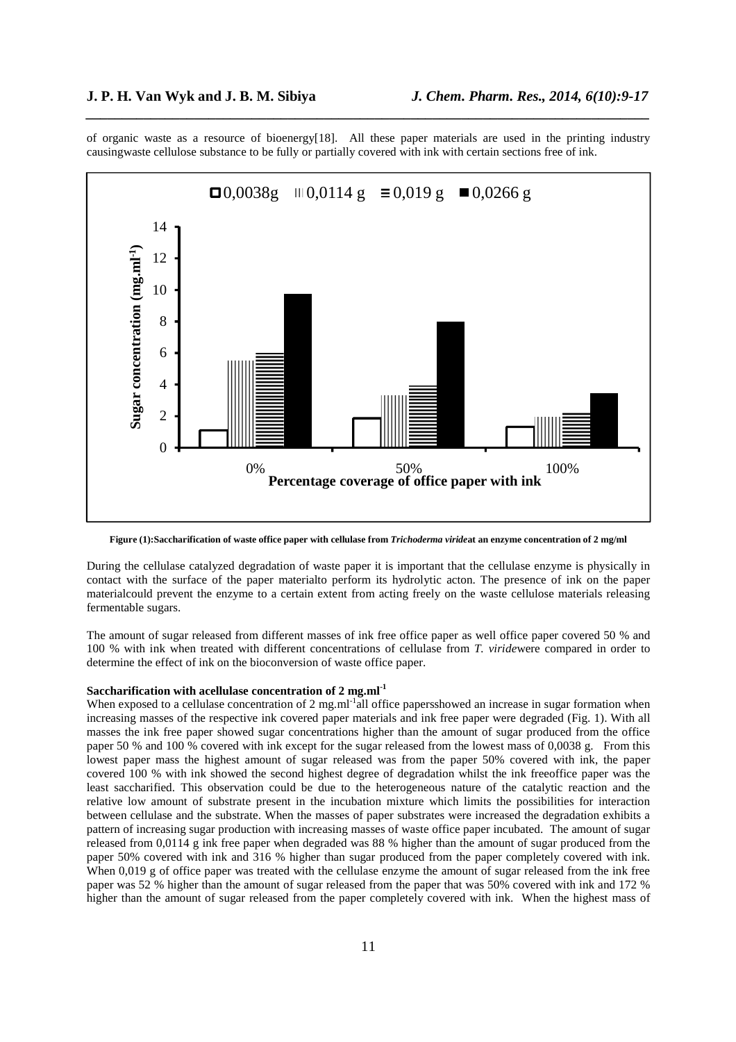of organic waste as a resource of bioenergy[18]. All these paper materials are used in the printing industry causingwaste cellulose substance to be fully or partially covered with ink with certain sections free of ink.

**Figure (1):Saccharification of waste office paper with cellulase from *Trichoderma viride*at an enzyme concentration of 2 mg/ml**

During the cellulase catalyzed degradation of waste paper it is important that the cellulase enzyme is physically in contact with the surface of the paper materialto perform its hydrolytic acton. The presence of ink on the paper materialcould prevent the enzyme to a certain extent from acting freely on the waste cellulose materials releasing fermentable sugars.

The amount of sugar released from different masses of ink free office paper as well office paper covered 50 % and 100 % with ink when treated with different concentrations of cellulase from *T. viride*were compared in order to determine the effect of ink on the bioconversion of waste office paper.

**Saccharification with acellulase concentration of 2 mg.ml$^{-1}$**

When exposed to a cellulase concentration of 2 mg.ml$^{-1}$all office papersshowed an increase in sugar formation when increasing masses of the respective ink covered paper materials and ink free paper were degraded (Fig. 1). With all masses the ink free paper showed sugar concentrations higher than the amount of sugar produced from the office paper 50 % and 100 % covered with ink except for the sugar released from the lowest mass of 0,0038 g. From this lowest paper mass the highest amount of sugar released was from the paper 50% covered with ink, the paper covered 100 % with ink showed the second highest degree of degradation whilst the ink freeoffice paper was the least saccharified. This observation could be due to the heterogeneous nature of the catalytic reaction and the relative low amount of substrate present in the incubation mixture which limits the possibilities for interaction between cellulase and the substrate. When the masses of paper substrates were increased the degradation exhibits a pattern of increasing sugar production with increasing masses of waste office paper incubated. The amount of sugar released from 0,0114 g ink free paper when degraded was 88 % higher than the amount of sugar produced from the paper 50% covered with ink and 316 % higher than sugar produced from the paper completely covered with ink. When 0,019 g of office paper was treated with the cellulase enzyme the amount of sugar released from the ink free paper was 52 % higher than the amount of sugar released from the paper that was 50% covered with ink and 172 % higher than the amount of sugar released from the paper completely covered with ink. When the highest mass of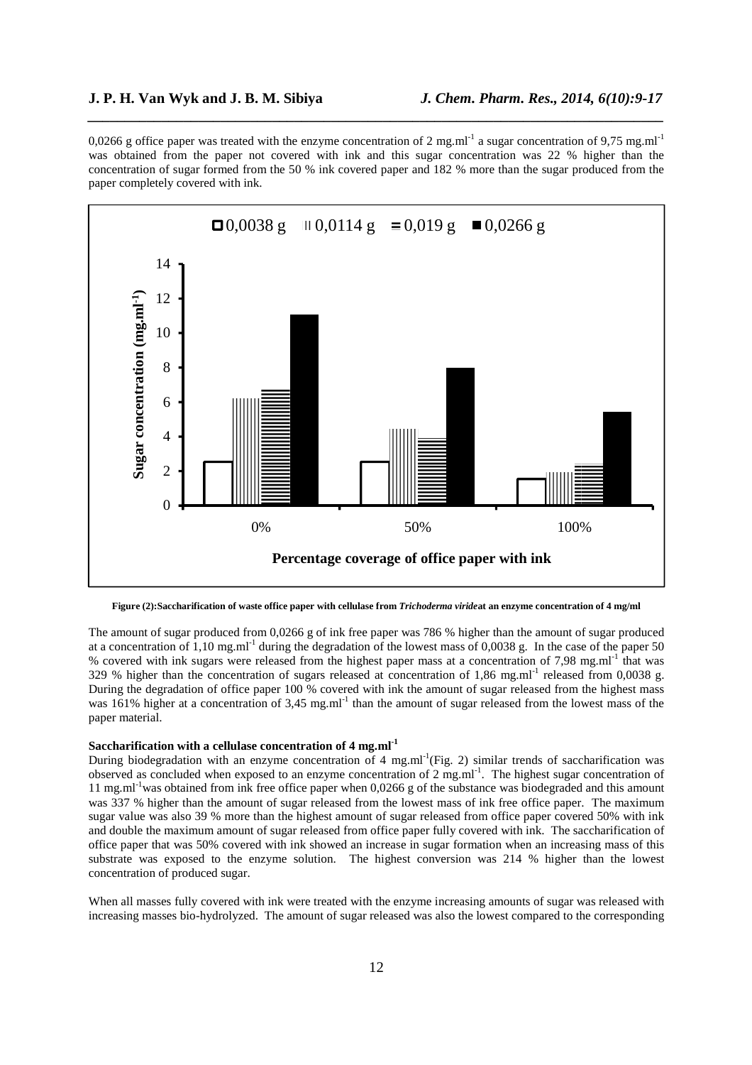0,0266 g office paper was treated with the enzyme concentration of 2 mg.ml$^{-1}$ a sugar concentration of 9,75 mg.ml$^{-1}$ was obtained from the paper not covered with ink and this sugar concentration was 22 % higher than the concentration of sugar formed from the 50 % ink covered paper and 182 % more than the sugar produced from the paper completely covered with ink.

**Figure (2):Saccharification of waste office paper with cellulase from *Trichoderma viride* at an enzyme concentration of 4 mg/ml**

The amount of sugar produced from 0,0266 g of ink free paper was 786 % higher than the amount of sugar produced at a concentration of 1,10 mg.ml$^{-1}$ during the degradation of the lowest mass of 0,0038 g. In the case of the paper 50 % covered with ink sugars were released from the highest paper mass at a concentration of 7,98 mg.ml$^{-1}$ that was 329 % higher than the concentration of sugars released at concentration of 1,86 mg.ml$^{-1}$ released from 0,0038 g. During the degradation of office paper 100 % covered with ink the amount of sugar released from the highest mass was 161% higher at a concentration of 3,45 mg.ml$^{-1}$ than the amount of sugar released from the lowest mass of the paper material.

### Saccharification with a cellulase concentration of 4 mg.ml$^{-1}$

During biodegradation with an enzyme concentration of 4 mg.ml$^{-1}$(Fig. 2) similar trends of saccharification was observed as concluded when exposed to an enzyme concentration of 2 mg.ml$^{-1}$. The highest sugar concentration of 11 mg.ml$^{-1}$was obtained from ink free office paper when 0,0266 g of the substance was biodegraded and this amount was 337 % higher than the amount of sugar released from the lowest mass of ink free office paper. The maximum sugar value was also 39 % more than the highest amount of sugar released from office paper covered 50% with ink and double the maximum amount of sugar released from office paper fully covered with ink. The saccharification of office paper that was 50% covered with ink showed an increase in sugar formation when an increasing mass of this substrate was exposed to the enzyme solution. The highest conversion was 214 % higher than the lowest concentration of produced sugar.

When all masses fully covered with ink were treated with the enzyme increasing amounts of sugar was released with increasing masses bio-hydrolyzed. The amount of sugar released was also the lowest compared to the corresponding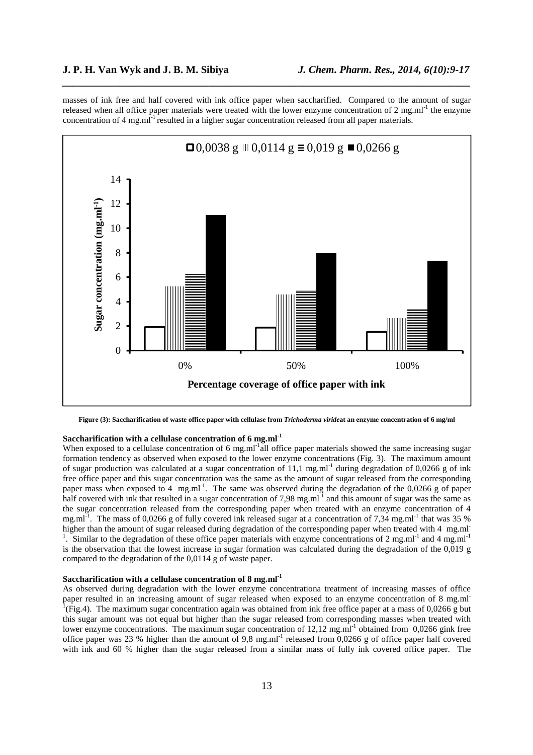masses of ink free and half covered with ink office paper when saccharified. Compared to the amount of sugar released when all office paper materials were treated with the lower enzyme concentration of 2 mg.ml$^{-1}$ the enzyme concentration of 4 mg.ml$^{-1}$ resulted in a higher sugar concentration released from all paper materials.

**Figure (3): Saccharification of waste office paper with cellulase from *Trichoderma viride*at an enzyme concentration of 6 mg/ml**

**Saccharification with a cellulase concentration of 6 mg.ml$^{-1}$**

When exposed to a cellulase concentration of 6 mg.ml$^{-1}$all office paper materials showed the same increasing sugar formation tendency as observed when exposed to the lower enzyme concentrations (Fig. 3). The maximum amount of sugar production was calculated at a sugar concentration of 11,1 mg.ml$^{-1}$ during degradation of 0,0266 g of ink free office paper and this sugar concentration was the same as the amount of sugar released from the corresponding paper mass when exposed to 4 mg.ml$^{-1}$. The same was observed during the degradation of the 0,0266 g of paper half covered with ink that resulted in a sugar concentration of 7,98 mg.ml$^{-1}$ and this amount of sugar was the same as the sugar concentration released from the corresponding paper when treated with an enzyme concentration of 4 mg.ml$^{-1}$. The mass of 0,0266 g of fully covered ink released sugar at a concentration of 7,34 mg.ml$^{-1}$ that was 35 % higher than the amount of sugar released during degradation of the corresponding paper when treated with 4 mg.ml$^{-1}$. Similar to the degradation of these office paper materials with enzyme concentrations of 2 mg.ml$^{-1}$ and 4 mg.ml$^{-1}$ is the observation that the lowest increase in sugar formation was calculated during the degradation of the 0,019 g compared to the degradation of the 0,0114 g of waste paper.

**Saccharification with a cellulase concentration of 8 mg.ml$^{-1}$**

As observed during degradation with the lower enzyme concentrationa treatment of increasing masses of office paper resulted in an increasing amount of sugar released when exposed to an enzyme concentration of 8 mg.ml$^{-1}$(Fig.4). The maximum sugar concentration again was obtained from ink free office paper at a mass of 0,0266 g but this sugar amount was not equal but higher than the sugar released from corresponding masses when treated with lower enzyme concentrations. The maximum sugar concentration of 12,12 mg.ml$^{-1}$ obtained from 0,0266 gink free office paper was 23 % higher than the amount of 9,8 mg.ml$^{-1}$ released from 0,0266 g of office paper half covered with ink and 60 % higher than the sugar released from a similar mass of fully ink covered office paper. The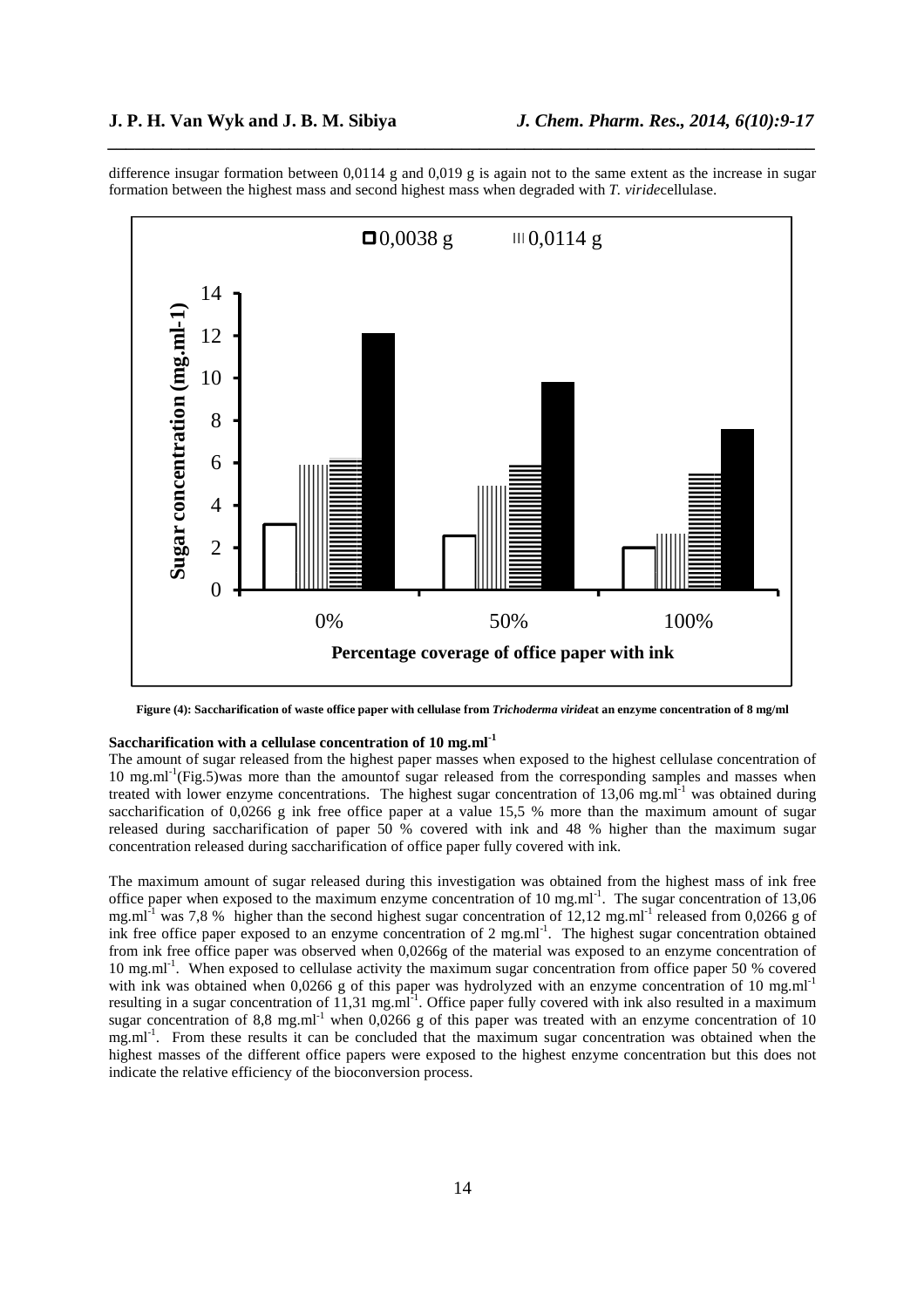difference insugar formation between 0,0114 g and 0,019 g is again not to the same extent as the increase in sugar formation between the highest mass and second highest mass when degraded with *T. viride*cellulase.

**Figure (4): Saccharification of waste office paper with cellulase from *Trichoderma viride*at an enzyme concentration of 8 mg/ml**

### Saccharification with a cellulase concentration of 10 mg.ml$^{-1}$

The amount of sugar released from the highest paper masses when exposed to the highest cellulase concentration of 10 mg.ml$^{-1}$(Fig.5)was more than the amountof sugar released from the corresponding samples and masses when treated with lower enzyme concentrations. The highest sugar concentration of 13,06 mg.ml$^{-1}$ was obtained during saccharification of 0,0266 g ink free office paper at a value 15,5 % more than the maximum amount of sugar released during saccharification of paper 50 % covered with ink and 48 % higher than the maximum sugar concentration released during saccharification of office paper fully covered with ink.

The maximum amount of sugar released during this investigation was obtained from the highest mass of ink free office paper when exposed to the maximum enzyme concentration of 10 mg.ml$^{-1}$. The sugar concentration of 13,06 mg.ml$^{-1}$ was 7,8 % higher than the second highest sugar concentration of 12,12 mg.ml$^{-1}$ released from 0,0266 g of ink free office paper exposed to an enzyme concentration of 2 mg.ml$^{-1}$. The highest sugar concentration obtained from ink free office paper was observed when 0,0266g of the material was exposed to an enzyme concentration of 10 mg.ml$^{-1}$. When exposed to cellulase activity the maximum sugar concentration from office paper 50 % covered with ink was obtained when 0,0266 g of this paper was hydrolyzed with an enzyme concentration of 10 mg.ml$^{-1}$ resulting in a sugar concentration of 11,31 mg.ml$^{-1}$. Office paper fully covered with ink also resulted in a maximum sugar concentration of 8,8 mg.ml$^{-1}$ when 0,0266 g of this paper was treated with an enzyme concentration of 10 mg.ml$^{-1}$. From these results it can be concluded that the maximum sugar concentration was obtained when the highest masses of the different office papers were exposed to the highest enzyme concentration but this does not indicate the relative efficiency of the bioconversion process.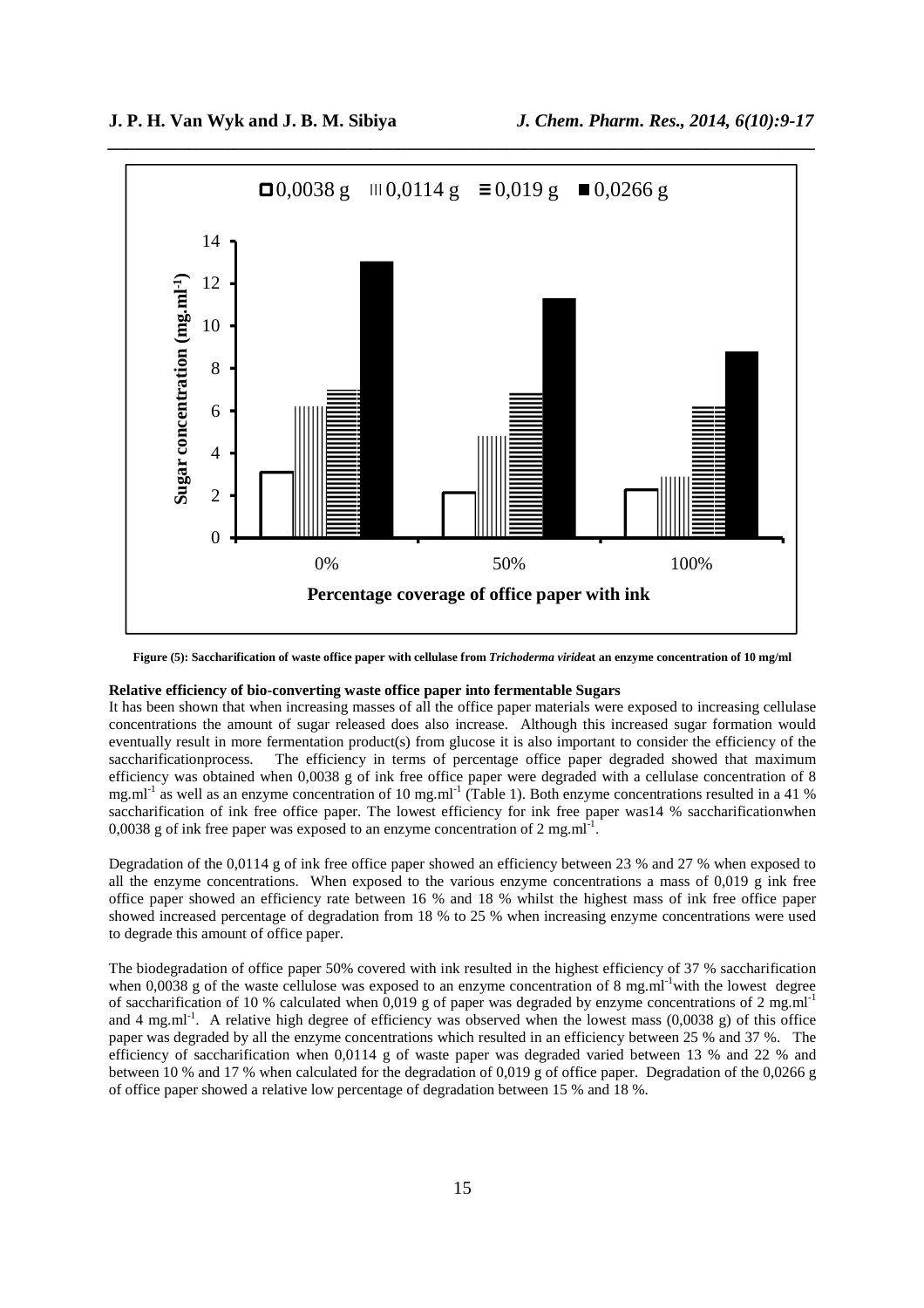**Figure (5): Saccharification of waste office paper with cellulase from *Trichoderma viride*at an enzyme concentration of 10 mg/ml**

**Relative efficiency of bio-converting waste office paper into fermentable Sugars**

It has been shown that when increasing masses of all the office paper materials were exposed to increasing cellulase concentrations the amount of sugar released does also increase. Although this increased sugar formation would eventually result in more fermentation product(s) from glucose it is also important to consider the efficiency of the saccharificationprocess. The efficiency in terms of percentage office paper degraded showed that maximum efficiency was obtained when 0,0038 g of ink free office paper were degraded with a cellulase concentration of 8 $mg.ml^{-1}$ as well as an enzyme concentration of 10 $mg.ml^{-1}$ (Table 1). Both enzyme concentrations resulted in a 41 % saccharification of ink free office paper. The lowest efficiency for ink free paper was14 % saccharificationwhen 0,0038 g of ink free paper was exposed to an enzyme concentration of 2 $mg.ml^{-1}$.

Degradation of the 0,0114 g of ink free office paper showed an efficiency between 23 % and 27 % when exposed to all the enzyme concentrations. When exposed to the various enzyme concentrations a mass of 0,019 g ink free office paper showed an efficiency rate between 16 % and 18 % whilst the highest mass of ink free office paper showed increased percentage of degradation from 18 % to 25 % when increasing enzyme concentrations were used to degrade this amount of office paper.

The biodegradation of office paper 50% covered with ink resulted in the highest efficiency of 37 % saccharification when 0,0038 g of the waste cellulose was exposed to an enzyme concentration of 8 $mg.ml^{-1}$with the lowest degree of saccharification of 10 % calculated when 0,019 g of paper was degraded by enzyme concentrations of 2 $mg.ml^{-1}$ and 4 $mg.ml^{-1}$. A relative high degree of efficiency was observed when the lowest mass (0,0038 g) of this office paper was degraded by all the enzyme concentrations which resulted in an efficiency between 25 % and 37 %. The efficiency of saccharification when 0,0114 g of waste paper was degraded varied between 13 % and 22 % and between 10 % and 17 % when calculated for the degradation of 0,019 g of office paper. Degradation of the 0,0266 g of office paper showed a relative low percentage of degradation between 15 % and 18 %.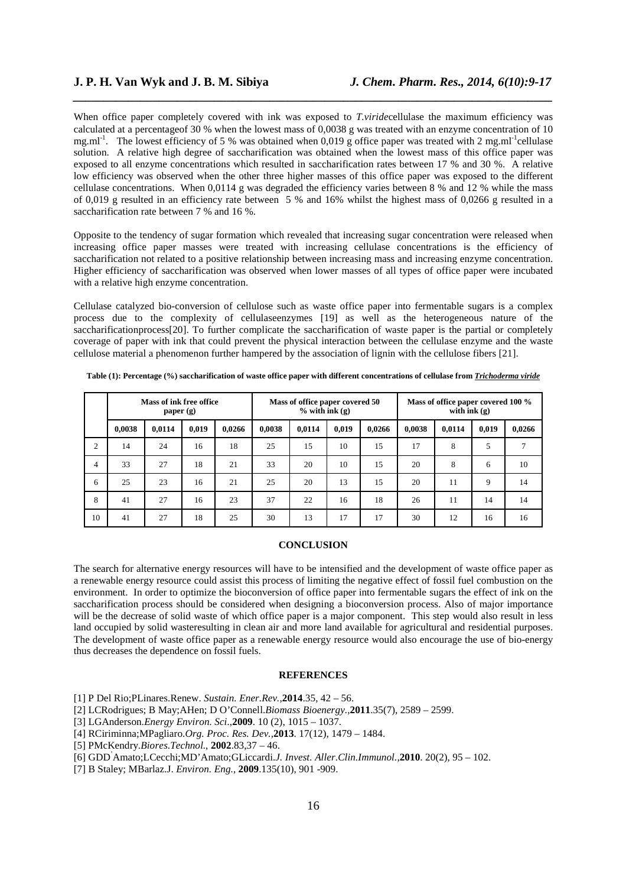When office paper completely covered with ink was exposed to *T.viride*cellulase the maximum efficiency was calculated at a percentageof 30 % when the lowest mass of 0,0038 g was treated with an enzyme concentration of 10 mg.ml$^{-1}$. The lowest efficiency of 5 % was obtained when 0,019 g office paper was treated with 2 mg.ml$^{-1}$cellulase solution. A relative high degree of saccharification was obtained when the lowest mass of this office paper was exposed to all enzyme concentrations which resulted in saccharification rates between 17 % and 30 %. A relative low efficiency was observed when the other three higher masses of this office paper was exposed to the different cellulase concentrations. When 0,0114 g was degraded the efficiency varies between 8 % and 12 % while the mass of 0,019 g resulted in an efficiency rate between 5 % and 16% whilst the highest mass of 0,0266 g resulted in a saccharification rate between 7 % and 16 %.

Opposite to the tendency of sugar formation which revealed that increasing sugar concentration were released when increasing office paper masses were treated with increasing cellulase concentrations is the efficiency of saccharification not related to a positive relationship between increasing mass and increasing enzyme concentration. Higher efficiency of saccharification was observed when lower masses of all types of office paper were incubated with a relative high enzyme concentration.

Cellulase catalyzed bio-conversion of cellulose such as waste office paper into fermentable sugars is a complex process due to the complexity of cellulaseenzymes [19] as well as the heterogeneous nature of the saccharificationprocess[20]. To further complicate the saccharification of waste paper is the partial or completely coverage of paper with ink that could prevent the physical interaction between the cellulase enzyme and the waste cellulose material a phenomenon further hampered by the association of lignin with the cellulose fibers [21].

**Table (1): Percentage (%) saccharification of waste office paper with different concentrations of cellulase from *Trichoderma viride***

| | Mass of ink free office paper (g) | | | | Mass of office paper covered 50 % with ink (g) | | | | Mass of office paper covered 100 % with ink (g) | | | |
|---|---|---|---|---|---|---|---|---|---|---|---|---|
| | 0,0038 | 0,0114 | 0,019 | 0,0266 | 0,0038 | 0,0114 | 0,019 | 0,0266 | 0,0038 | 0,0114 | 0,019 | 0,0266 |
| 2 | 14 | 24 | 16 | 18 | 25 | 15 | 10 | 15 | 17 | 8 | 5 | 7 |
| 4 | 33 | 27 | 18 | 21 | 33 | 20 | 10 | 15 | 20 | 8 | 6 | 10 |
| 6 | 25 | 23 | 16 | 21 | 25 | 20 | 13 | 15 | 20 | 11 | 9 | 14 |
| 8 | 41 | 27 | 16 | 23 | 37 | 22 | 16 | 18 | 26 | 11 | 14 | 14 |
| 10 | 41 | 27 | 18 | 25 | 30 | 13 | 17 | 17 | 30 | 12 | 16 | 16 |

## CONCLUSION

The search for alternative energy resources will have to be intensified and the development of waste office paper as a renewable energy resource could assist this process of limiting the negative effect of fossil fuel combustion on the environment. In order to optimize the bioconversion of office paper into fermentable sugars the effect of ink on the saccharification process should be considered when designing a bioconversion process. Also of major importance will be the decrease of solid waste of which office paper is a major component. This step would also result in less land occupied by solid wasteresulting in clean air and more land available for agricultural and residential purposes. The development of waste office paper as a renewable energy resource would also encourage the use of bio-energy thus decreases the dependence on fossil fuels.

## REFERENCES

[1] P Del Rio;PLinares.Renew. *Sustain. Ener.Rev.*,**2014**.35, 42 – 56.

[2] LCRodrigues; B May;AHen; D O'Connell.*Biomass Bioenergy.*,**2011**.35(7), 2589 – 2599.

[3] LGAnderson.*Energy Environ. Sci.*,**2009**. 10 (2), 1015 – 1037.

[4] RCiriminna;MPagliaro.*Org. Proc. Res. Dev.*,**2013**. 17(12), 1479 – 1484.

[5] PMcKendry.*Biores.Technol.*, **2002**.83,37 – 46.

[6] GDD'Amato;LCecchi;MD'Amato;GLiccardi.*J. Invest. Aller.Clin.Immunol.*,**2010**. 20(2), 95 – 102.

[7] B Staley; MBarlaz.J. *Environ. Eng.*, **2009**.135(10), 901 -909.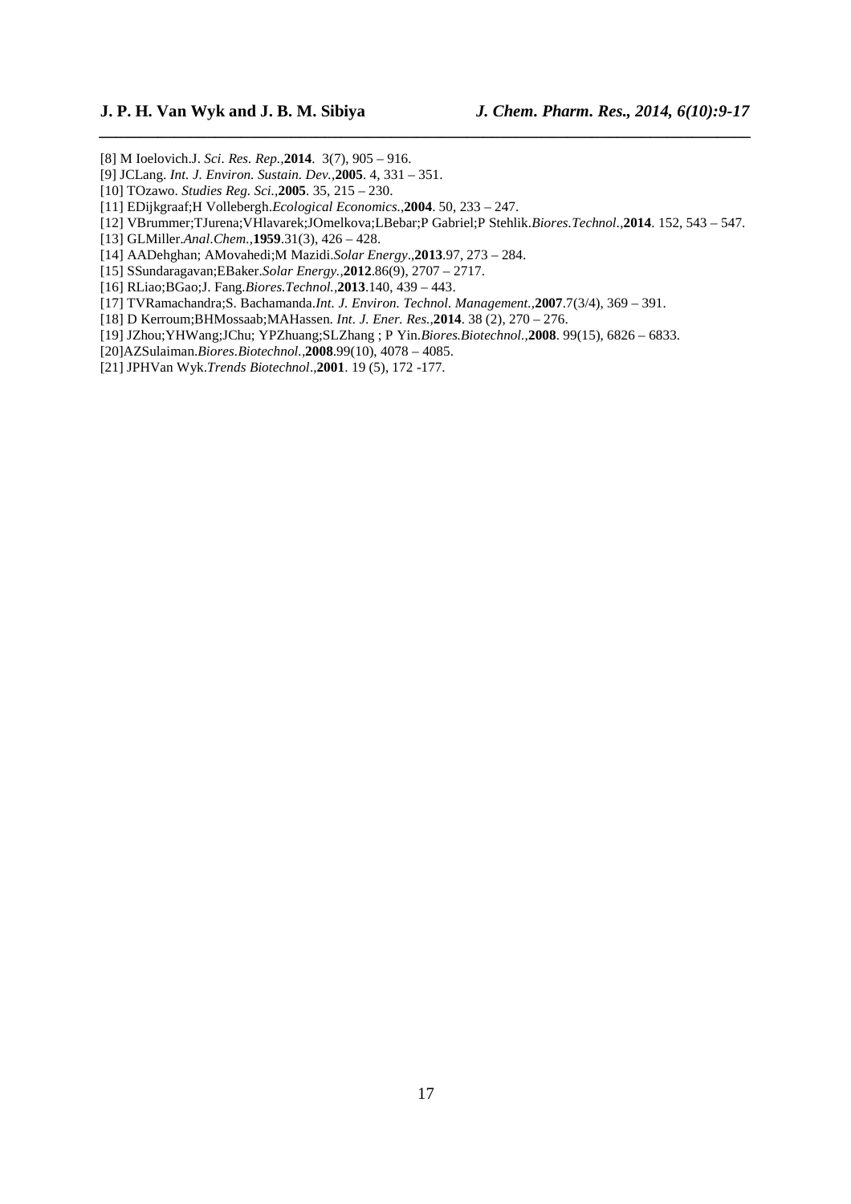[8] M Ioelovich.J. *Sci. Res. Rep.*,**2014**. 3(7), 905 – 916.
[9] JCLang. *Int. J. Environ. Sustain. Dev.*,**2005**. 4, 331 – 351.
[10] TOzawo. *Studies Reg. Sci.*,**2005**. 35, 215 – 230.
[11] EDijkgraaf;H Vollebergh.*Ecological Economics.*,**2004**. 50, 233 – 247.
[12] VBrummer;TJurena;VHlavarek;JOmelkova;LBebar;P Gabriel;P Stehlik.*Biores.Technol.*,**2014**. 152, 543 – 547.
[13] GLMiller.*Anal.Chem.*,**1959**.31(3), 426 – 428.
[14] AADehghan; AMovahedi;M Mazidi.*Solar Energy*.,**2013**.97, 273 – 284.
[15] SSundaragavan;EBaker.*Solar Energy.*,**2012**.86(9), 2707 – 2717.
[16] RLiao;BGao;J. Fang.*Biores.Technol.*,**2013**.140, 439 – 443.
[17] TVRamachandra;S. Bachamanda.*Int. J. Environ. Technol. Management.*,**2007**.7(3/4), 369 – 391.
[18] D Kerroum;BHMossaab;MAHassen. *Int. J. Ener. Res.*,**2014**. 38 (2), 270 – 276.
[19] JZhou;YHWang;JChu; YPZhuang;SLZhang ; P Yin.*Biores.Biotechnol.*,**2008**. 99(15), 6826 – 6833.
[20]AZSulaiman.*Biores.Biotechnol.*,**2008**.99(10), 4078 – 4085.
[21] JPHVan Wyk.*Trends Biotechnol*.,**2001**. 19 (5), 172 -177.